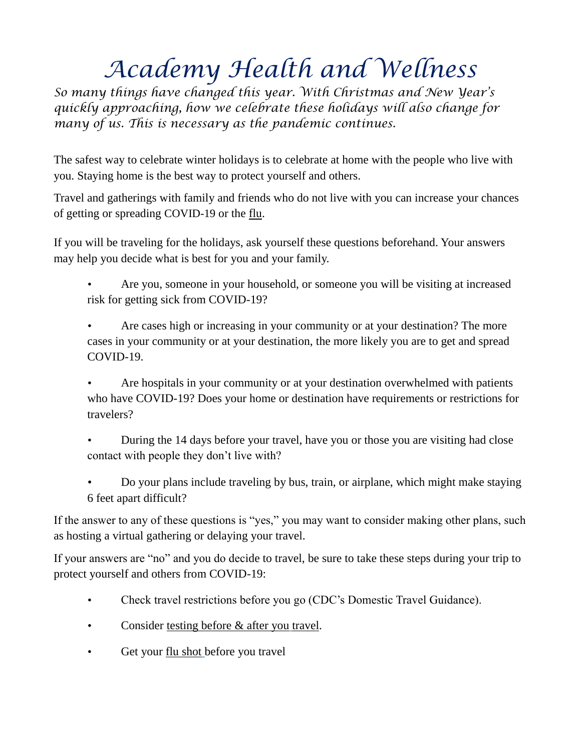# Academy Health and Wellness

*So many things have changed this year. With Christmas and New Year's quickly approaching, how we celebrate these holidays will also change for many of us. This is necessary as the pandemic continues.*

The safest way to celebrate winter holidays is to celebrate at home with the people who live with you. Staying home is the best way to protect yourself and others.

Travel and gatherings with family and friends who do not live with you can increase your chances of getting or spreading COVID-19 or the flu.

If you will be traveling for the holidays, ask yourself these questions beforehand. Your answers may help you decide what is best for you and your family.

- Are you, someone in your household, or someone you will be visiting at increased risk for getting sick from COVID-19?
- Are cases high or increasing in your community or at your destination? The more cases in your community or at your destination, the more likely you are to get and spread COVID-19.
- Are hospitals in your community or at your destination overwhelmed with patients who have COVID-19? Does your home or destination have requirements or restrictions for travelers?
- During the 14 days before your travel, have you or those you are visiting had close contact with people they don't live with?
- Do your plans include traveling by bus, train, or airplane, which might make staying 6 feet apart difficult?

If the answer to any of these questions is "yes," you may want to consider making other plans, such as hosting a virtual gathering or delaying your travel.

If your answers are "no" and you do decide to travel, be sure to take these steps during your trip to protect yourself and others from COVID-19:

- Check travel restrictions before you go (CDC's Domestic Travel Guidance).
- Consider testing before & after you travel.
- Get your flu shot before you travel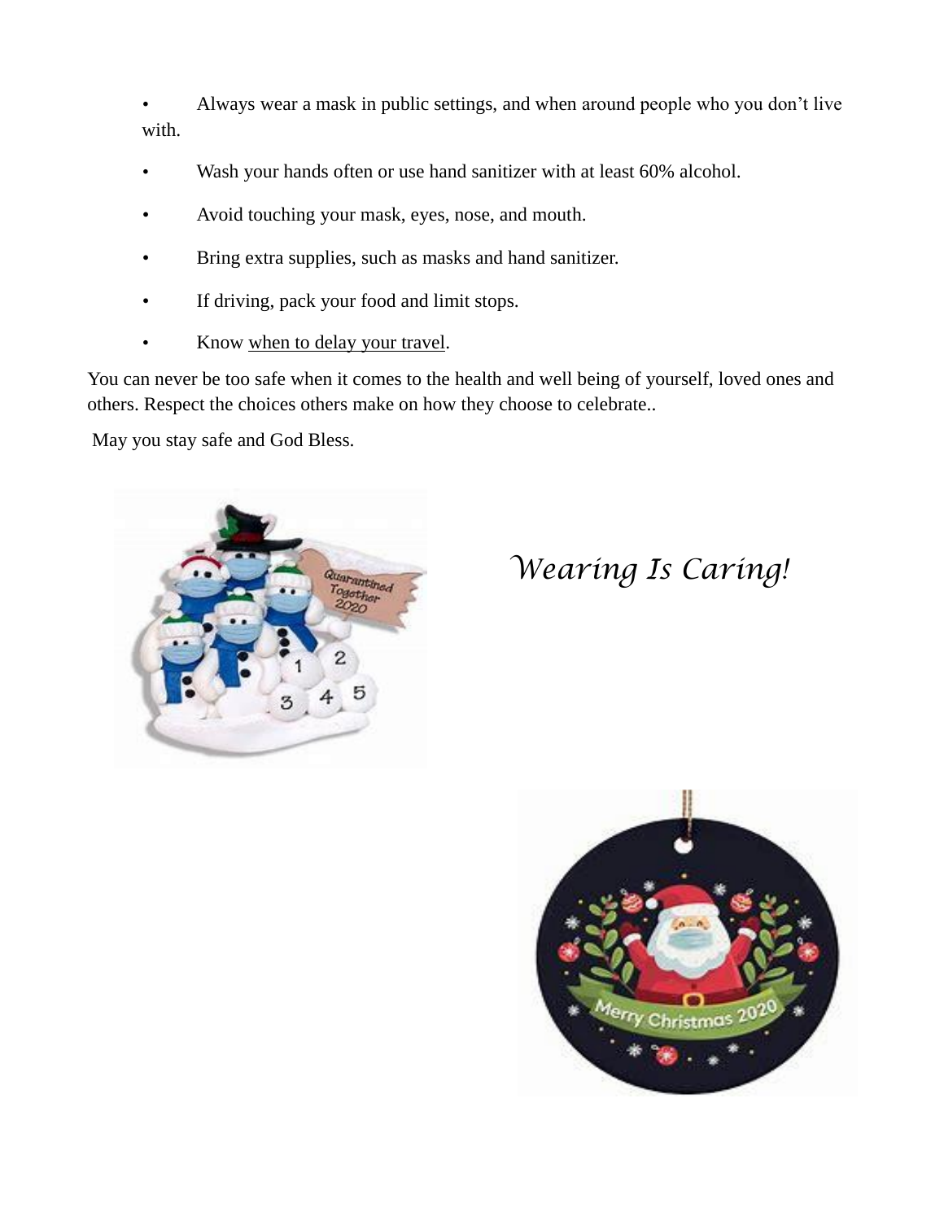- Always wear a mask in public settings, and when around people who you don't live with.
- Wash your hands often or use hand sanitizer with at least 60% alcohol.
- Avoid touching your mask, eyes, nose, and mouth.
- Bring extra supplies, such as masks and hand sanitizer.
- If driving, pack your food and limit stops.
- Know when to delay your travel.

You can never be too safe when it comes to the health and well being of yourself, loved ones and others. Respect the choices others make on how they choose to celebrate..

May you stay safe and God Bless.

*Wearing Is Caring!*